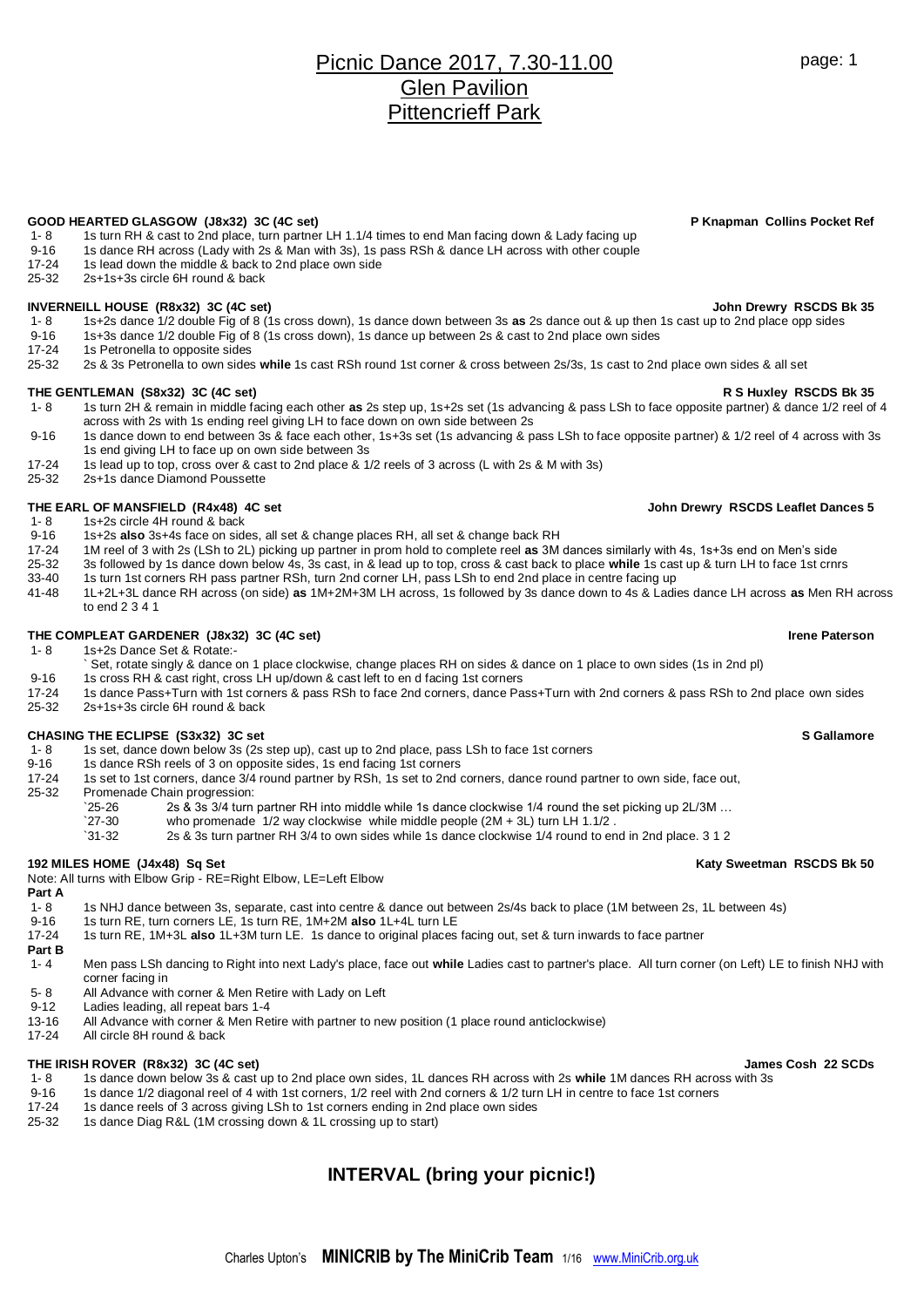# Picnic Dance 2017, 7.30-11.00
## Glen Pavilion
## Pittencrieff Park

**GOOD HEARTED GLASGOW (J8x32) 3C (4C set)** — **P Knapman Collins Pocket Ref**

- 1- 8 1s turn RH & cast to 2nd place, turn partner LH 1.1/4 times to end Man facing down & Lady facing up
- 9-16 1s dance RH across (Lady with 2s & Man with 3s), 1s pass RSh & dance LH across with other couple
- 17-24 1s lead down the middle & back to 2nd place own side
- 25-32 2s+1s+3s circle 6H round & back

**INVERNEILL HOUSE (R8x32) 3C (4C set)** — **John Drewry RSCDS Bk 35**

- 1- 8 1s+2s dance 1/2 double Fig of 8 (1s cross down), 1s dance down between 3s **as** 2s dance out & up then 1s cast up to 2nd place opp sides
- 9-16 1s+3s dance 1/2 double Fig of 8 (1s cross down), 1s dance up between 2s & cast to 2nd place own sides
- 17-24 1s Petronella to opposite sides
- 25-32 2s & 3s Petronella to own sides **while** 1s cast RSh round 1st corner & cross between 2s/3s, 1s cast to 2nd place own sides & all set

**THE GENTLEMAN (S8x32) 3C (4C set)** — **R S Huxley RSCDS Bk 35**

- 1- 8 1s turn 2H & remain in middle facing each other **as** 2s step up, 1s+2s set (1s advancing & pass LSh to face opposite partner) & dance 1/2 reel of 4 across with 2s with 1s ending reel giving LH to face down on own side between 2s
- 9-16 1s dance down to end between 3s & face each other, 1s+3s set (1s advancing & pass LSh to face opposite partner) & 1/2 reel of 4 across with 3s 1s end giving LH to face up on own side between 3s
- 17-24 1s lead up to top, cross over & cast to 2nd place & 1/2 reels of 3 across (L with 2s & M with 3s)
- 25-32 2s+1s dance Diamond Poussette

**THE EARL OF MANSFIELD (R4x48) 4C set** — **John Drewry RSCDS Leaflet Dances 5**

- 1- 8 1s+2s circle 4H round & back
- 9-16 1s+2s **also** 3s+4s face on sides, all set & change places RH, all set & change back RH
- 17-24 1M reel of 3 with 2s (LSh to 2L) picking up partner in prom hold to complete reel **as** 3M dances similarly with 4s, 1s+3s end on Men's side
- 25-32 3s followed by 1s dance down below 4s, 3s cast, in & lead up to top, cross & cast back to place **while** 1s cast up & turn LH to face 1st crnrs
- 33-40 1s turn 1st corners RH pass partner RSh, turn 2nd corner LH, pass LSh to end 2nd place in centre facing up
- 41-48 1L+2L+3L dance RH across (on side) **as** 1M+2M+3M LH across, 1s followed by 3s dance down to 4s & Ladies dance LH across **as** Men RH across to end 2 3 4 1

**THE COMPLEAT GARDENER (J8x32) 3C (4C set)** — **Irene Paterson**

- 1- 8 1s+2s Dance Set & Rotate:-
  - ` Set, rotate singly & dance on 1 place clockwise, change places RH on sides & dance on 1 place to own sides (1s in 2nd pl)
- 9-16 1s cross RH & cast right, cross LH up/down & cast left to en d facing 1st corners
- 17-24 1s dance Pass+Turn with 1st corners & pass RSh to face 2nd corners, dance Pass+Turn with 2nd corners & pass RSh to 2nd place own sides
- 25-32 2s+1s+3s circle 6H round & back

**CHASING THE ECLIPSE (S3x32) 3C set** — **S Gallamore**

- 1- 8 1s set, dance down below 3s (2s step up), cast up to 2nd place, pass LSh to face 1st corners
- 9-16 1s dance RSh reels of 3 on opposite sides, 1s end facing 1st corners
- 17-24 1s set to 1st corners, dance 3/4 round partner by RSh, 1s set to 2nd corners, dance round partner to own side, face out,
- 25-32 Promenade Chain progression:
  - `25-26 2s & 3s 3/4 turn partner RH into middle while 1s dance clockwise 1/4 round the set picking up 2L/3M …
  - `27-30 who promenade 1/2 way clockwise while middle people (2M + 3L) turn LH 1.1/2 .
  - `31-32 2s & 3s turn partner RH 3/4 to own sides while 1s dance clockwise 1/4 round to end in 2nd place. 3 1 2

**192 MILES HOME (J4x48) Sq Set** — **Katy Sweetman RSCDS Bk 50**

Note: All turns with Elbow Grip - RE=Right Elbow, LE=Left Elbow

**Part A**

- 1- 8 1s NHJ dance between 3s, separate, cast into centre & dance out between 2s/4s back to place (1M between 2s, 1L between 4s)
- 9-16 1s turn RE, turn corners LE, 1s turn RE, 1M+2M **also** 1L+4L turn LE
- 17-24 1s turn RE, 1M+3L **also** 1L+3M turn LE. 1s dance to original places facing out, set & turn inwards to face partner

**Part B**

- 1- 4 Men pass LSh dancing to Right into next Lady's place, face out **while** Ladies cast to partner's place. All turn corner (on Left) LE to finish NHJ with corner facing in
- 5- 8 All Advance with corner & Men Retire with Lady on Left
- 9-12 Ladies leading, all repeat bars 1-4
- 13-16 All Advance with corner & Men Retire with partner to new position (1 place round anticlockwise)
- 17-24 All circle 8H round & back

**THE IRISH ROVER (R8x32) 3C (4C set)** — **James Cosh 22 SCDs**

- 1- 8 1s dance down below 3s & cast up to 2nd place own sides, 1L dances RH across with 2s **while** 1M dances RH across with 3s
- 9-16 1s dance 1/2 diagonal reel of 4 with 1st corners, 1/2 reel with 2nd corners & 1/2 turn LH in centre to face 1st corners
- 17-24 1s dance reels of 3 across giving LSh to 1st corners ending in 2nd place own sides
- 25-32 1s dance Diag R&L (1M crossing down & 1L crossing up to start)

## INTERVAL (bring your picnic!)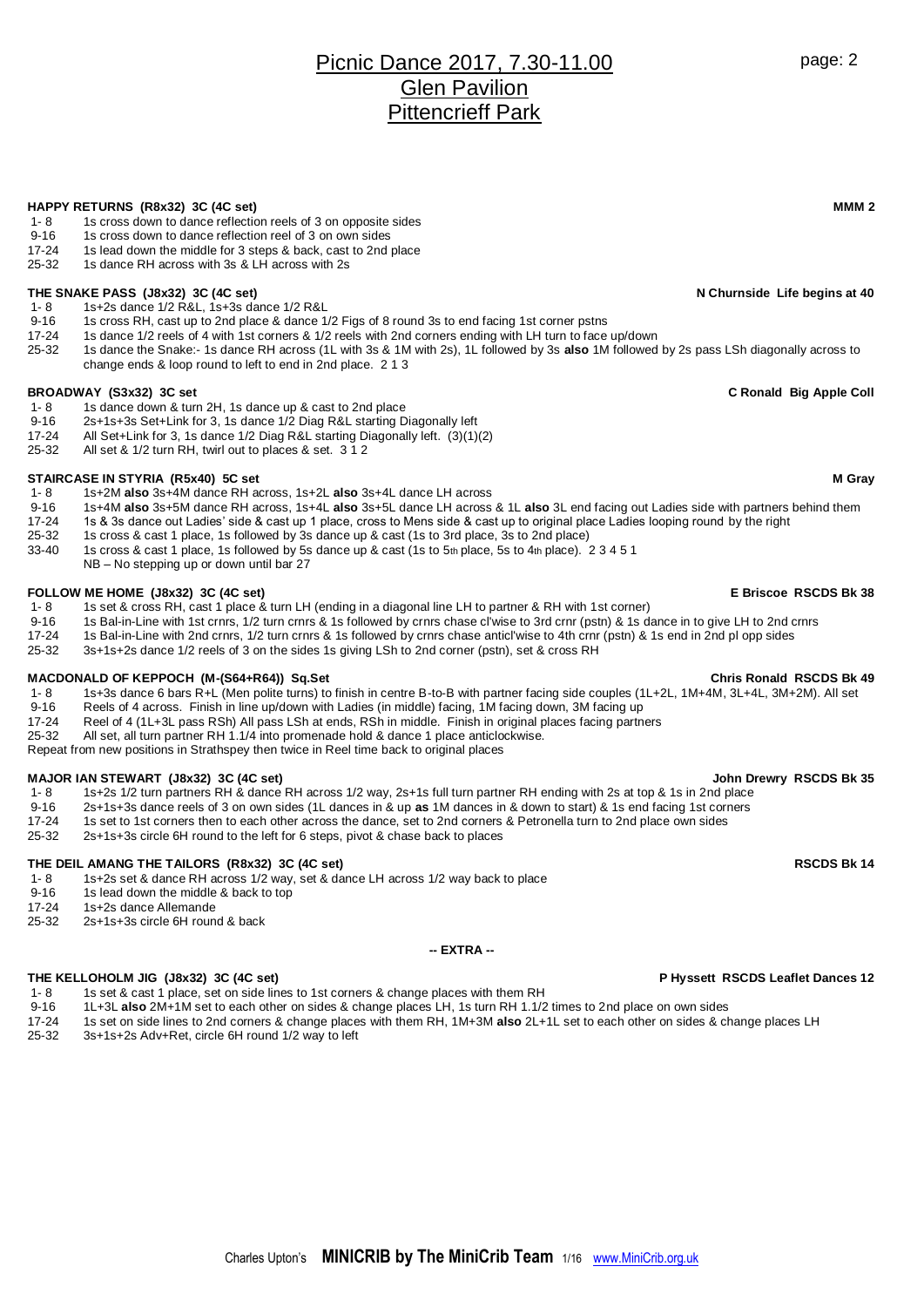# Picnic Dance 2017, 7.30-11.00
## Glen Pavilion
## Pittencrieff Park

**HAPPY RETURNS (R8x32) 3C (4C set)** **MMM 2**

| | |
|---|---|
| 1- 8 | 1s cross down to dance reflection reels of 3 on opposite sides |
| 9-16 | 1s cross down to dance reflection reel of 3 on own sides |
| 17-24 | 1s lead down the middle for 3 steps & back, cast to 2nd place |
| 25-32 | 1s dance RH across with 3s & LH across with 2s |

**THE SNAKE PASS (J8x32) 3C (4C set)** **N Churnside Life begins at 40**

| | |
|---|---|
| 1- 8 | 1s+2s dance 1/2 R&L, 1s+3s dance 1/2 R&L |
| 9-16 | 1s cross RH, cast up to 2nd place & dance 1/2 Figs of 8 round 3s to end facing 1st corner pstns |
| 17-24 | 1s dance 1/2 reels of 4 with 1st corners & 1/2 reels with 2nd corners ending with LH turn to face up/down |
| 25-32 | 1s dance the Snake:- 1s dance RH across (1L with 3s & 1M with 2s), 1L followed by 3s **also** 1M followed by 2s pass LSh diagonally across to change ends & loop round to left to end in 2nd place. 2 1 3 |

**BROADWAY (S3x32) 3C set** **C Ronald Big Apple Coll**

| | |
|---|---|
| 1- 8 | 1s dance down & turn 2H, 1s dance up & cast to 2nd place |
| 9-16 | 2s+1s+3s Set+Link for 3, 1s dance 1/2 Diag R&L starting Diagonally left |
| 17-24 | All Set+Link for 3, 1s dance 1/2 Diag R&L starting Diagonally left. (3)(1)(2) |
| 25-32 | All set & 1/2 turn RH, twirl out to places & set. 3 1 2 |

**STAIRCASE IN STYRIA (R5x40) 5C set** **M Gray**

| | |
|---|---|
| 1- 8 | 1s+2M **also** 3s+4M dance RH across, 1s+2L **also** 3s+4L dance LH across |
| 9-16 | 1s+4M **also** 3s+5M dance RH across, 1s+4L **also** 3s+5L dance LH across & 1L **also** 3L end facing out Ladies side with partners behind them |
| 17-24 | 1s & 3s dance out Ladies' side & cast up 1 place, cross to Mens side & cast up to original place Ladies looping round by the right |
| 25-32 | 1s cross & cast 1 place, 1s followed by 3s dance up & cast (1s to 3rd place, 3s to 2nd place) |
| 33-40 | 1s cross & cast 1 place, 1s followed by 5s dance up & cast (1s to 5th place, 5s to 4th place). 2 3 4 5 1 |
| | NB – No stepping up or down until bar 27 |

**FOLLOW ME HOME (J8x32) 3C (4C set)** **E Briscoe RSCDS Bk 38**

| | |
|---|---|
| 1- 8 | 1s set & cross RH, cast 1 place & turn LH (ending in a diagonal line LH to partner & RH with 1st corner) |
| 9-16 | 1s Bal-in-Line with 1st crnrs, 1/2 turn crnrs & 1s followed by crnrs chase cl'wise to 3rd crnr (pstn) & 1s dance in to give LH to 2nd crnrs |
| 17-24 | 1s Bal-in-Line with 2nd crnrs, 1/2 turn crnrs & 1s followed by crnrs chase anticl'wise to 4th crnr (pstn) & 1s end in 2nd pl opp sides |
| 25-32 | 3s+1s+2s dance 1/2 reels of 3 on the sides 1s giving LSh to 2nd corner (pstn), set & cross RH |

**MACDONALD OF KEPPOCH (M-(S64+R64)) Sq.Set** **Chris Ronald RSCDS Bk 49**

| | |
|---|---|
| 1- 8 | 1s+3s dance 6 bars R+L (Men polite turns) to finish in centre B-to-B with partner facing side couples (1L+2L, 1M+4M, 3L+4L, 3M+2M). All set |
| 9-16 | Reels of 4 across. Finish in line up/down with Ladies (in middle) facing, 1M facing down, 3M facing up |
| 17-24 | Reel of 4 (1L+3L pass RSh) All pass LSh at ends, RSh in middle. Finish in original places facing partners |
| 25-32 | All set, all turn partner RH 1.1/4 into promenade hold & dance 1 place anticlockwise. |

Repeat from new positions in Strathspey then twice in Reel time back to original places

**MAJOR IAN STEWART (J8x32) 3C (4C set)** **John Drewry RSCDS Bk 35**

| | |
|---|---|
| 1- 8 | 1s+2s 1/2 turn partners RH & dance RH across 1/2 way, 2s+1s full turn partner RH ending with 2s at top & 1s in 2nd place |
| 9-16 | 2s+1s+3s dance reels of 3 on own sides (1L dances in & up **as** 1M dances in & down to start) & 1s end facing 1st corners |
| 17-24 | 1s set to 1st corners then to each other across the dance, set to 2nd corners & Petronella turn to 2nd place own sides |
| 25-32 | 2s+1s+3s circle 6H round to the left for 6 steps, pivot & chase back to places |

**THE DEIL AMANG THE TAILORS (R8x32) 3C (4C set)** **RSCDS Bk 14**

| | |
|---|---|
| 1- 8 | 1s+2s set & dance RH across 1/2 way, set & dance LH across 1/2 way back to place |
| 9-16 | 1s lead down the middle & back to top |
| 17-24 | 1s+2s dance Allemande |
| 25-32 | 2s+1s+3s circle 6H round & back |

**-- EXTRA --**

**THE KELLOHOLM JIG (J8x32) 3C (4C set)** **P Hyssett RSCDS Leaflet Dances 12**

| | |
|---|---|
| 1- 8 | 1s set & cast 1 place, set on side lines to 1st corners & change places with them RH |
| 9-16 | 1L+3L **also** 2M+1M set to each other on sides & change places LH, 1s turn RH 1.1/2 times to 2nd place on own sides |
| 17-24 | 1s set on side lines to 2nd corners & change places with them RH, 1M+3M **also** 2L+1L set to each other on sides & change places LH |
| 25-32 | 3s+1s+2s Adv+Ret, circle 6H round 1/2 way to left |